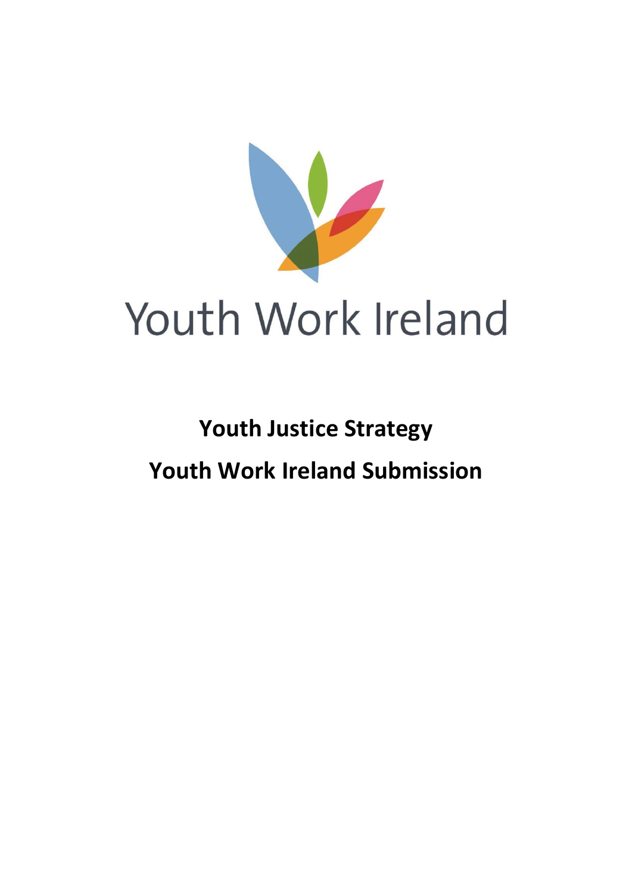Youth Work Ireland

# Youth Justice Strategy

# Youth Work Ireland Submission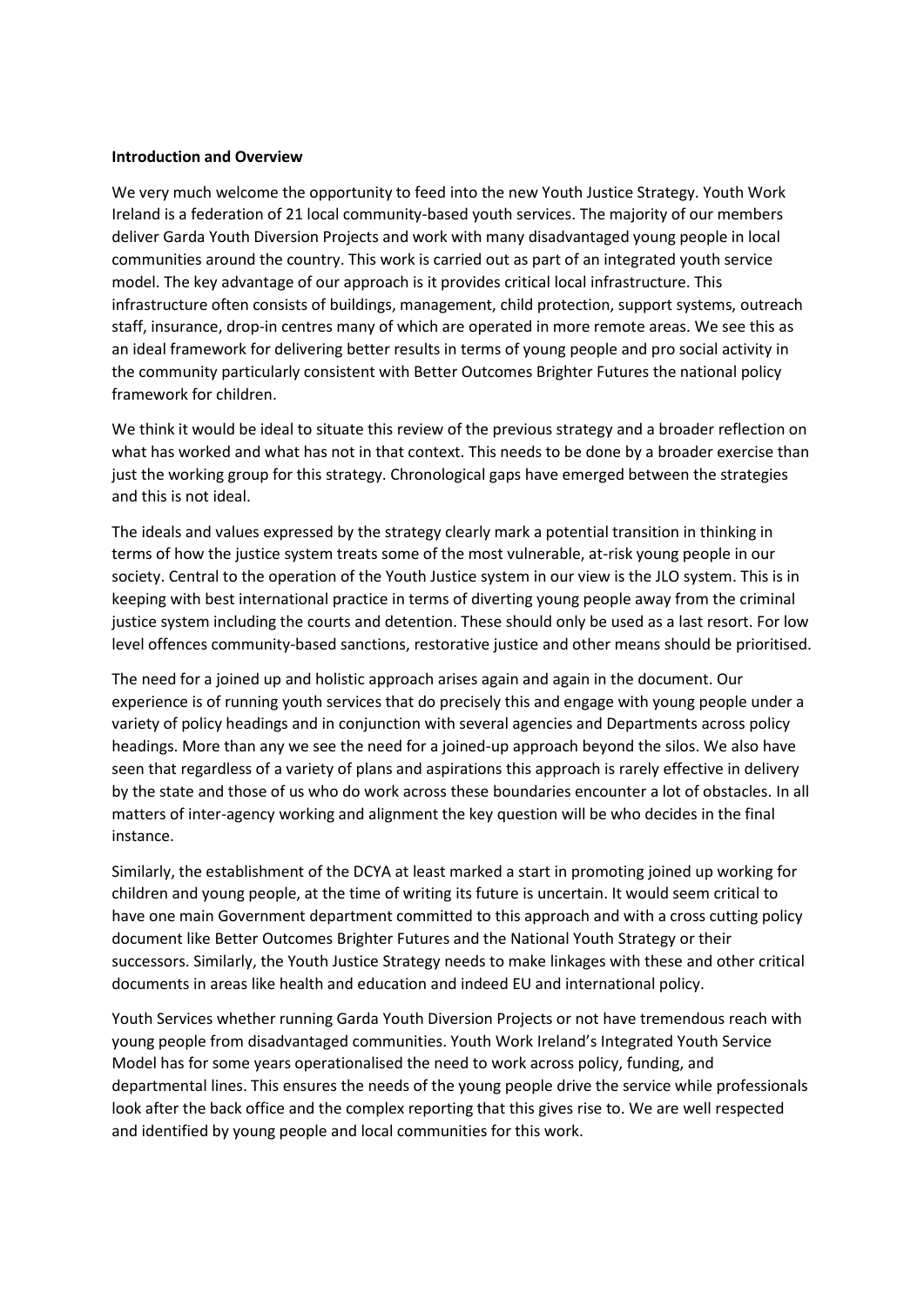**Introduction and Overview**

We very much welcome the opportunity to feed into the new Youth Justice Strategy. Youth Work Ireland is a federation of 21 local community-based youth services. The majority of our members deliver Garda Youth Diversion Projects and work with many disadvantaged young people in local communities around the country. This work is carried out as part of an integrated youth service model. The key advantage of our approach is it provides critical local infrastructure. This infrastructure often consists of buildings, management, child protection, support systems, outreach staff, insurance, drop-in centres many of which are operated in more remote areas. We see this as an ideal framework for delivering better results in terms of young people and pro social activity in the community particularly consistent with Better Outcomes Brighter Futures the national policy framework for children.

We think it would be ideal to situate this review of the previous strategy and a broader reflection on what has worked and what has not in that context. This needs to be done by a broader exercise than just the working group for this strategy. Chronological gaps have emerged between the strategies and this is not ideal.

The ideals and values expressed by the strategy clearly mark a potential transition in thinking in terms of how the justice system treats some of the most vulnerable, at-risk young people in our society. Central to the operation of the Youth Justice system in our view is the JLO system. This is in keeping with best international practice in terms of diverting young people away from the criminal justice system including the courts and detention. These should only be used as a last resort. For low level offences community-based sanctions, restorative justice and other means should be prioritised.

The need for a joined up and holistic approach arises again and again in the document. Our experience is of running youth services that do precisely this and engage with young people under a variety of policy headings and in conjunction with several agencies and Departments across policy headings. More than any we see the need for a joined-up approach beyond the silos. We also have seen that regardless of a variety of plans and aspirations this approach is rarely effective in delivery by the state and those of us who do work across these boundaries encounter a lot of obstacles. In all matters of inter-agency working and alignment the key question will be who decides in the final instance.

Similarly, the establishment of the DCYA at least marked a start in promoting joined up working for children and young people, at the time of writing its future is uncertain. It would seem critical to have one main Government department committed to this approach and with a cross cutting policy document like Better Outcomes Brighter Futures and the National Youth Strategy or their successors. Similarly, the Youth Justice Strategy needs to make linkages with these and other critical documents in areas like health and education and indeed EU and international policy.

Youth Services whether running Garda Youth Diversion Projects or not have tremendous reach with young people from disadvantaged communities. Youth Work Ireland's Integrated Youth Service Model has for some years operationalised the need to work across policy, funding, and departmental lines. This ensures the needs of the young people drive the service while professionals look after the back office and the complex reporting that this gives rise to. We are well respected and identified by young people and local communities for this work.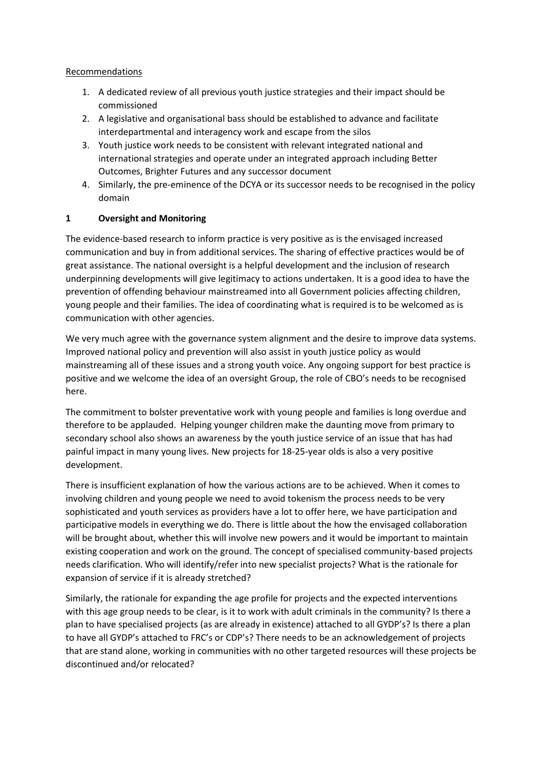Recommendations

1. A dedicated review of all previous youth justice strategies and their impact should be commissioned
2. A legislative and organisational bass should be established to advance and facilitate interdepartmental and interagency work and escape from the silos
3. Youth justice work needs to be consistent with relevant integrated national and international strategies and operate under an integrated approach including Better Outcomes, Brighter Futures and any successor document
4. Similarly, the pre-eminence of the DCYA or its successor needs to be recognised in the policy domain

## 1 Oversight and Monitoring

The evidence-based research to inform practice is very positive as is the envisaged increased communication and buy in from additional services. The sharing of effective practices would be of great assistance. The national oversight is a helpful development and the inclusion of research underpinning developments will give legitimacy to actions undertaken. It is a good idea to have the prevention of offending behaviour mainstreamed into all Government policies affecting children, young people and their families. The idea of coordinating what is required is to be welcomed as is communication with other agencies.

We very much agree with the governance system alignment and the desire to improve data systems. Improved national policy and prevention will also assist in youth justice policy as would mainstreaming all of these issues and a strong youth voice. Any ongoing support for best practice is positive and we welcome the idea of an oversight Group, the role of CBO's needs to be recognised here.

The commitment to bolster preventative work with young people and families is long overdue and therefore to be applauded. Helping younger children make the daunting move from primary to secondary school also shows an awareness by the youth justice service of an issue that has had painful impact in many young lives. New projects for 18-25-year olds is also a very positive development.

There is insufficient explanation of how the various actions are to be achieved. When it comes to involving children and young people we need to avoid tokenism the process needs to be very sophisticated and youth services as providers have a lot to offer here, we have participation and participative models in everything we do. There is little about the how the envisaged collaboration will be brought about, whether this will involve new powers and it would be important to maintain existing cooperation and work on the ground. The concept of specialised community-based projects needs clarification. Who will identify/refer into new specialist projects? What is the rationale for expansion of service if it is already stretched?

Similarly, the rationale for expanding the age profile for projects and the expected interventions with this age group needs to be clear, is it to work with adult criminals in the community? Is there a plan to have specialised projects (as are already in existence) attached to all GYDP's? Is there a plan to have all GYDP's attached to FRC's or CDP's? There needs to be an acknowledgement of projects that are stand alone, working in communities with no other targeted resources will these projects be discontinued and/or relocated?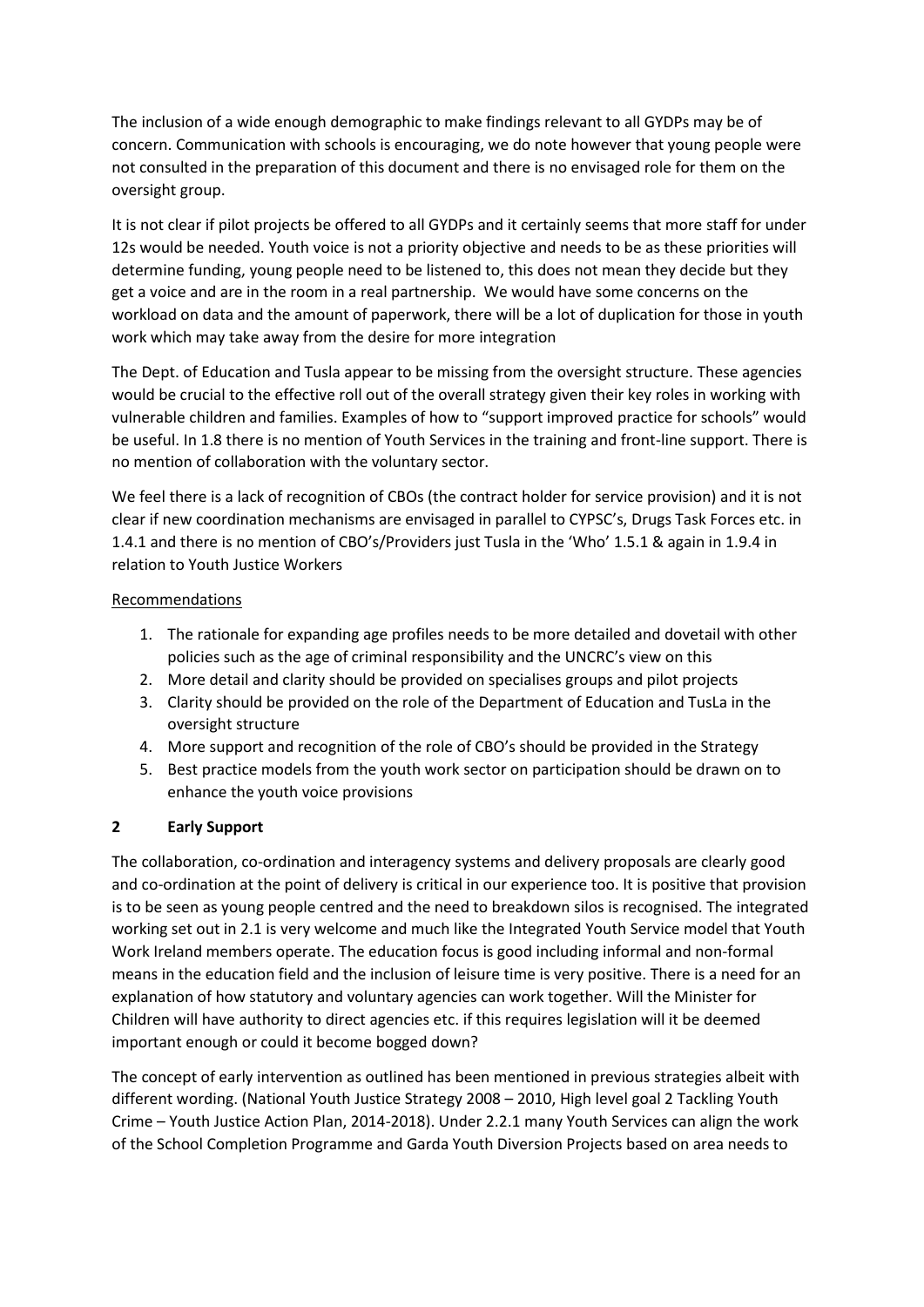The inclusion of a wide enough demographic to make findings relevant to all GYDPs may be of concern. Communication with schools is encouraging, we do note however that young people were not consulted in the preparation of this document and there is no envisaged role for them on the oversight group.

It is not clear if pilot projects be offered to all GYDPs and it certainly seems that more staff for under 12s would be needed. Youth voice is not a priority objective and needs to be as these priorities will determine funding, young people need to be listened to, this does not mean they decide but they get a voice and are in the room in a real partnership. We would have some concerns on the workload on data and the amount of paperwork, there will be a lot of duplication for those in youth work which may take away from the desire for more integration

The Dept. of Education and Tusla appear to be missing from the oversight structure. These agencies would be crucial to the effective roll out of the overall strategy given their key roles in working with vulnerable children and families. Examples of how to "support improved practice for schools" would be useful. In 1.8 there is no mention of Youth Services in the training and front-line support. There is no mention of collaboration with the voluntary sector.

We feel there is a lack of recognition of CBOs (the contract holder for service provision) and it is not clear if new coordination mechanisms are envisaged in parallel to CYPSC's, Drugs Task Forces etc. in 1.4.1 and there is no mention of CBO's/Providers just Tusla in the 'Who' 1.5.1 & again in 1.9.4 in relation to Youth Justice Workers

Recommendations

1. The rationale for expanding age profiles needs to be more detailed and dovetail with other policies such as the age of criminal responsibility and the UNCRC's view on this
2. More detail and clarity should be provided on specialises groups and pilot projects
3. Clarity should be provided on the role of the Department of Education and TusLa in the oversight structure
4. More support and recognition of the role of CBO's should be provided in the Strategy
5. Best practice models from the youth work sector on participation should be drawn on to enhance the youth voice provisions

## 2 Early Support

The collaboration, co-ordination and interagency systems and delivery proposals are clearly good and co-ordination at the point of delivery is critical in our experience too. It is positive that provision is to be seen as young people centred and the need to breakdown silos is recognised. The integrated working set out in 2.1 is very welcome and much like the Integrated Youth Service model that Youth Work Ireland members operate. The education focus is good including informal and non-formal means in the education field and the inclusion of leisure time is very positive. There is a need for an explanation of how statutory and voluntary agencies can work together. Will the Minister for Children will have authority to direct agencies etc. if this requires legislation will it be deemed important enough or could it become bogged down?

The concept of early intervention as outlined has been mentioned in previous strategies albeit with different wording. (National Youth Justice Strategy 2008 – 2010, High level goal 2 Tackling Youth Crime – Youth Justice Action Plan, 2014-2018). Under 2.2.1 many Youth Services can align the work of the School Completion Programme and Garda Youth Diversion Projects based on area needs to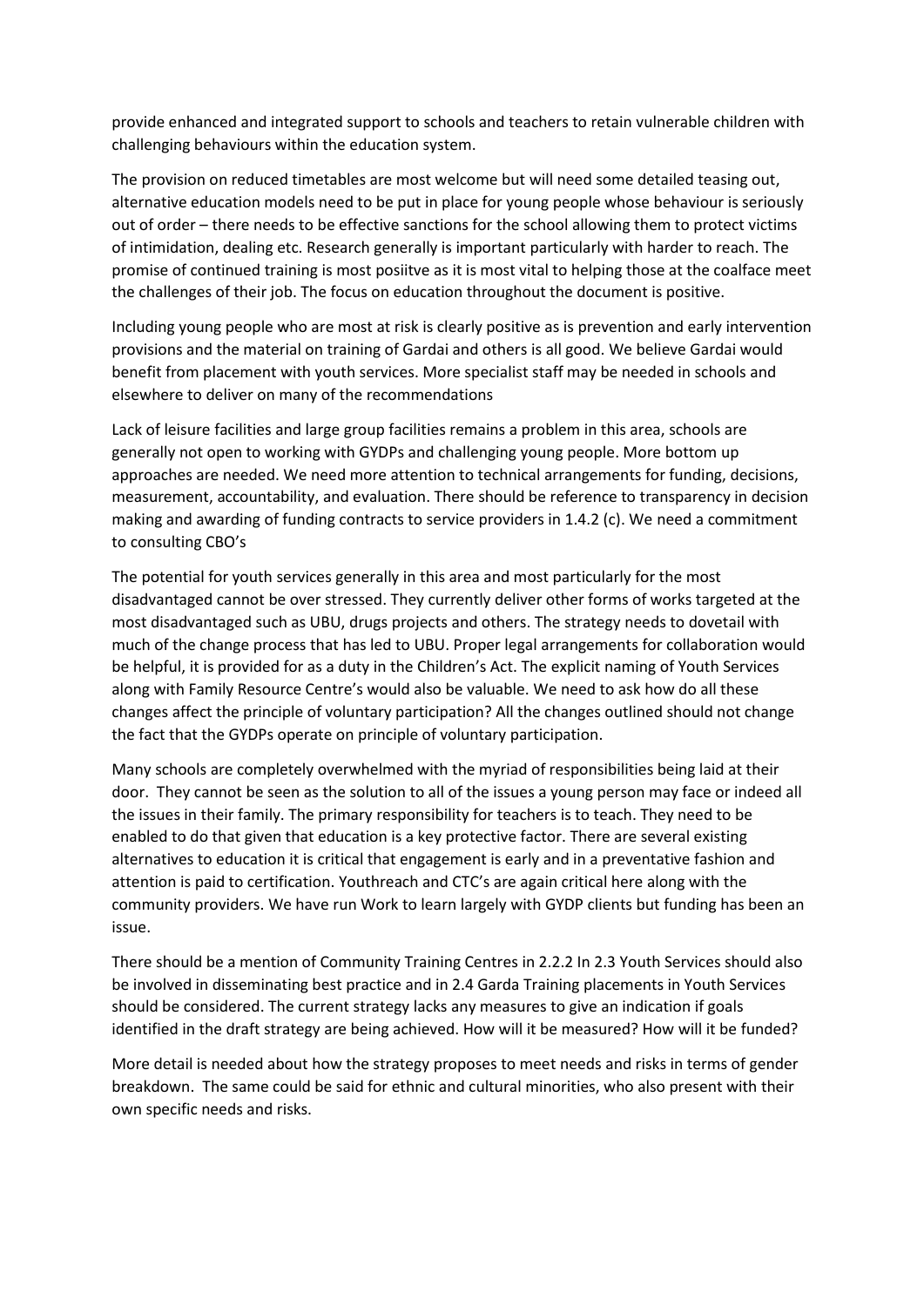provide enhanced and integrated support to schools and teachers to retain vulnerable children with challenging behaviours within the education system.

The provision on reduced timetables are most welcome but will need some detailed teasing out, alternative education models need to be put in place for young people whose behaviour is seriously out of order – there needs to be effective sanctions for the school allowing them to protect victims of intimidation, dealing etc. Research generally is important particularly with harder to reach. The promise of continued training is most posiitve as it is most vital to helping those at the coalface meet the challenges of their job. The focus on education throughout the document is positive.

Including young people who are most at risk is clearly positive as is prevention and early intervention provisions and the material on training of Gardai and others is all good. We believe Gardai would benefit from placement with youth services. More specialist staff may be needed in schools and elsewhere to deliver on many of the recommendations

Lack of leisure facilities and large group facilities remains a problem in this area, schools are generally not open to working with GYDPs and challenging young people. More bottom up approaches are needed. We need more attention to technical arrangements for funding, decisions, measurement, accountability, and evaluation. There should be reference to transparency in decision making and awarding of funding contracts to service providers in 1.4.2 (c). We need a commitment to consulting CBO's

The potential for youth services generally in this area and most particularly for the most disadvantaged cannot be over stressed. They currently deliver other forms of works targeted at the most disadvantaged such as UBU, drugs projects and others. The strategy needs to dovetail with much of the change process that has led to UBU. Proper legal arrangements for collaboration would be helpful, it is provided for as a duty in the Children's Act. The explicit naming of Youth Services along with Family Resource Centre's would also be valuable. We need to ask how do all these changes affect the principle of voluntary participation? All the changes outlined should not change the fact that the GYDPs operate on principle of voluntary participation.

Many schools are completely overwhelmed with the myriad of responsibilities being laid at their door. They cannot be seen as the solution to all of the issues a young person may face or indeed all the issues in their family. The primary responsibility for teachers is to teach. They need to be enabled to do that given that education is a key protective factor. There are several existing alternatives to education it is critical that engagement is early and in a preventative fashion and attention is paid to certification. Youthreach and CTC's are again critical here along with the community providers. We have run Work to learn largely with GYDP clients but funding has been an issue.

There should be a mention of Community Training Centres in 2.2.2 In 2.3 Youth Services should also be involved in disseminating best practice and in 2.4 Garda Training placements in Youth Services should be considered. The current strategy lacks any measures to give an indication if goals identified in the draft strategy are being achieved. How will it be measured? How will it be funded?

More detail is needed about how the strategy proposes to meet needs and risks in terms of gender breakdown. The same could be said for ethnic and cultural minorities, who also present with their own specific needs and risks.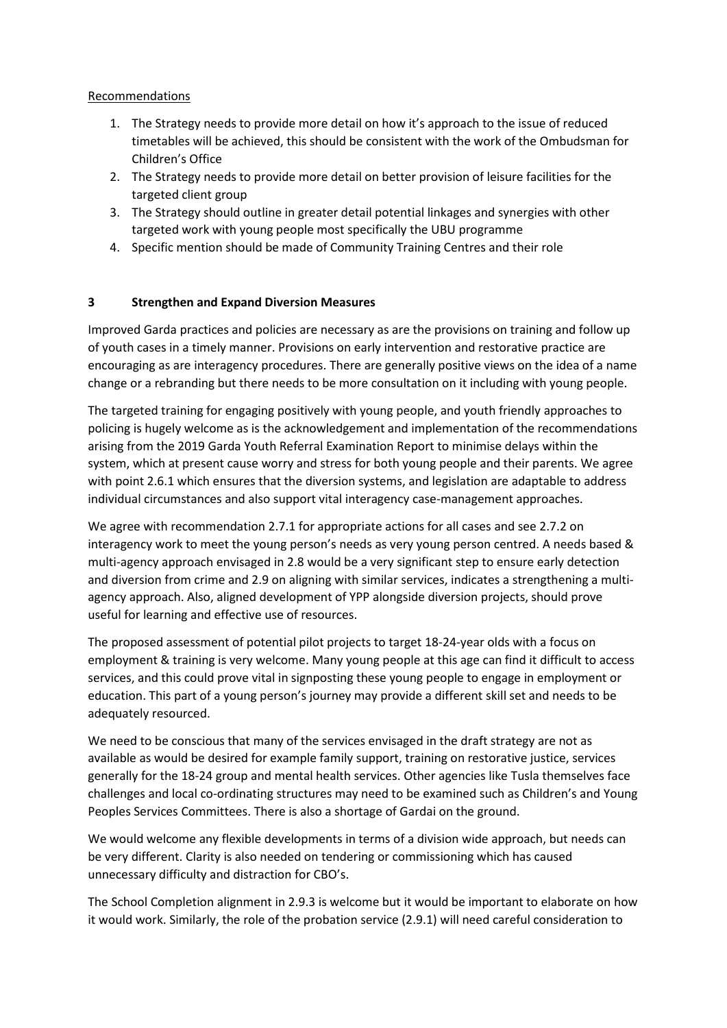Recommendations

1. The Strategy needs to provide more detail on how it's approach to the issue of reduced timetables will be achieved, this should be consistent with the work of the Ombudsman for Children's Office
2. The Strategy needs to provide more detail on better provision of leisure facilities for the targeted client group
3. The Strategy should outline in greater detail potential linkages and synergies with other targeted work with young people most specifically the UBU programme
4. Specific mention should be made of Community Training Centres and their role

## 3 Strengthen and Expand Diversion Measures

Improved Garda practices and policies are necessary as are the provisions on training and follow up of youth cases in a timely manner. Provisions on early intervention and restorative practice are encouraging as are interagency procedures. There are generally positive views on the idea of a name change or a rebranding but there needs to be more consultation on it including with young people.

The targeted training for engaging positively with young people, and youth friendly approaches to policing is hugely welcome as is the acknowledgement and implementation of the recommendations arising from the 2019 Garda Youth Referral Examination Report to minimise delays within the system, which at present cause worry and stress for both young people and their parents. We agree with point 2.6.1 which ensures that the diversion systems, and legislation are adaptable to address individual circumstances and also support vital interagency case-management approaches.

We agree with recommendation 2.7.1 for appropriate actions for all cases and see 2.7.2 on interagency work to meet the young person's needs as very young person centred. A needs based & multi-agency approach envisaged in 2.8 would be a very significant step to ensure early detection and diversion from crime and 2.9 on aligning with similar services, indicates a strengthening a multi-agency approach. Also, aligned development of YPP alongside diversion projects, should prove useful for learning and effective use of resources.

The proposed assessment of potential pilot projects to target 18-24-year olds with a focus on employment & training is very welcome. Many young people at this age can find it difficult to access services, and this could prove vital in signposting these young people to engage in employment or education. This part of a young person's journey may provide a different skill set and needs to be adequately resourced.

We need to be conscious that many of the services envisaged in the draft strategy are not as available as would be desired for example family support, training on restorative justice, services generally for the 18-24 group and mental health services. Other agencies like Tusla themselves face challenges and local co-ordinating structures may need to be examined such as Children's and Young Peoples Services Committees. There is also a shortage of Gardai on the ground.

We would welcome any flexible developments in terms of a division wide approach, but needs can be very different. Clarity is also needed on tendering or commissioning which has caused unnecessary difficulty and distraction for CBO's.

The School Completion alignment in 2.9.3 is welcome but it would be important to elaborate on how it would work. Similarly, the role of the probation service (2.9.1) will need careful consideration to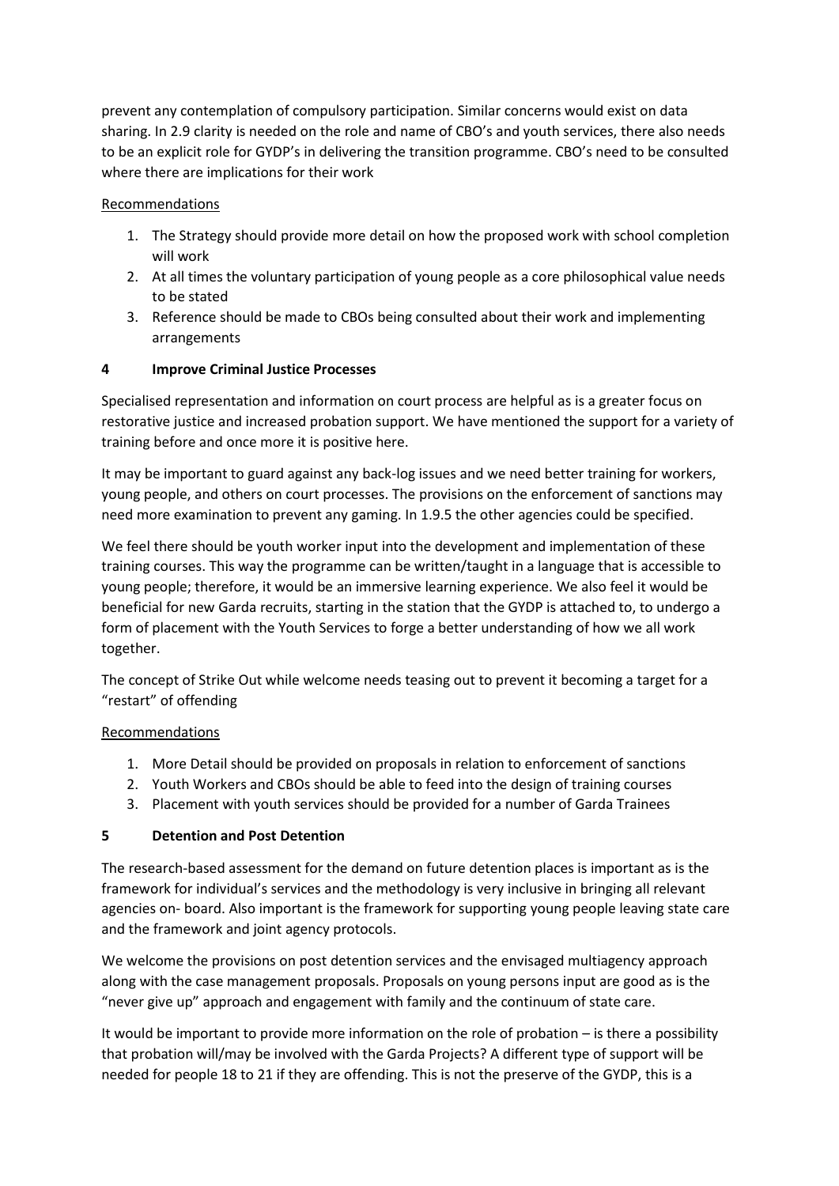prevent any contemplation of compulsory participation. Similar concerns would exist on data sharing. In 2.9 clarity is needed on the role and name of CBO's and youth services, there also needs to be an explicit role for GYDP's in delivering the transition programme. CBO's need to be consulted where there are implications for their work

Recommendations

1. The Strategy should provide more detail on how the proposed work with school completion will work
2. At all times the voluntary participation of young people as a core philosophical value needs to be stated
3. Reference should be made to CBOs being consulted about their work and implementing arrangements

## 4 Improve Criminal Justice Processes

Specialised representation and information on court process are helpful as is a greater focus on restorative justice and increased probation support. We have mentioned the support for a variety of training before and once more it is positive here.

It may be important to guard against any back-log issues and we need better training for workers, young people, and others on court processes. The provisions on the enforcement of sanctions may need more examination to prevent any gaming. In 1.9.5 the other agencies could be specified.

We feel there should be youth worker input into the development and implementation of these training courses. This way the programme can be written/taught in a language that is accessible to young people; therefore, it would be an immersive learning experience. We also feel it would be beneficial for new Garda recruits, starting in the station that the GYDP is attached to, to undergo a form of placement with the Youth Services to forge a better understanding of how we all work together.

The concept of Strike Out while welcome needs teasing out to prevent it becoming a target for a "restart" of offending

Recommendations

1. More Detail should be provided on proposals in relation to enforcement of sanctions
2. Youth Workers and CBOs should be able to feed into the design of training courses
3. Placement with youth services should be provided for a number of Garda Trainees

## 5 Detention and Post Detention

The research-based assessment for the demand on future detention places is important as is the framework for individual's services and the methodology is very inclusive in bringing all relevant agencies on- board. Also important is the framework for supporting young people leaving state care and the framework and joint agency protocols.

We welcome the provisions on post detention services and the envisaged multiagency approach along with the case management proposals. Proposals on young persons input are good as is the "never give up" approach and engagement with family and the continuum of state care.

It would be important to provide more information on the role of probation – is there a possibility that probation will/may be involved with the Garda Projects? A different type of support will be needed for people 18 to 21 if they are offending. This is not the preserve of the GYDP, this is a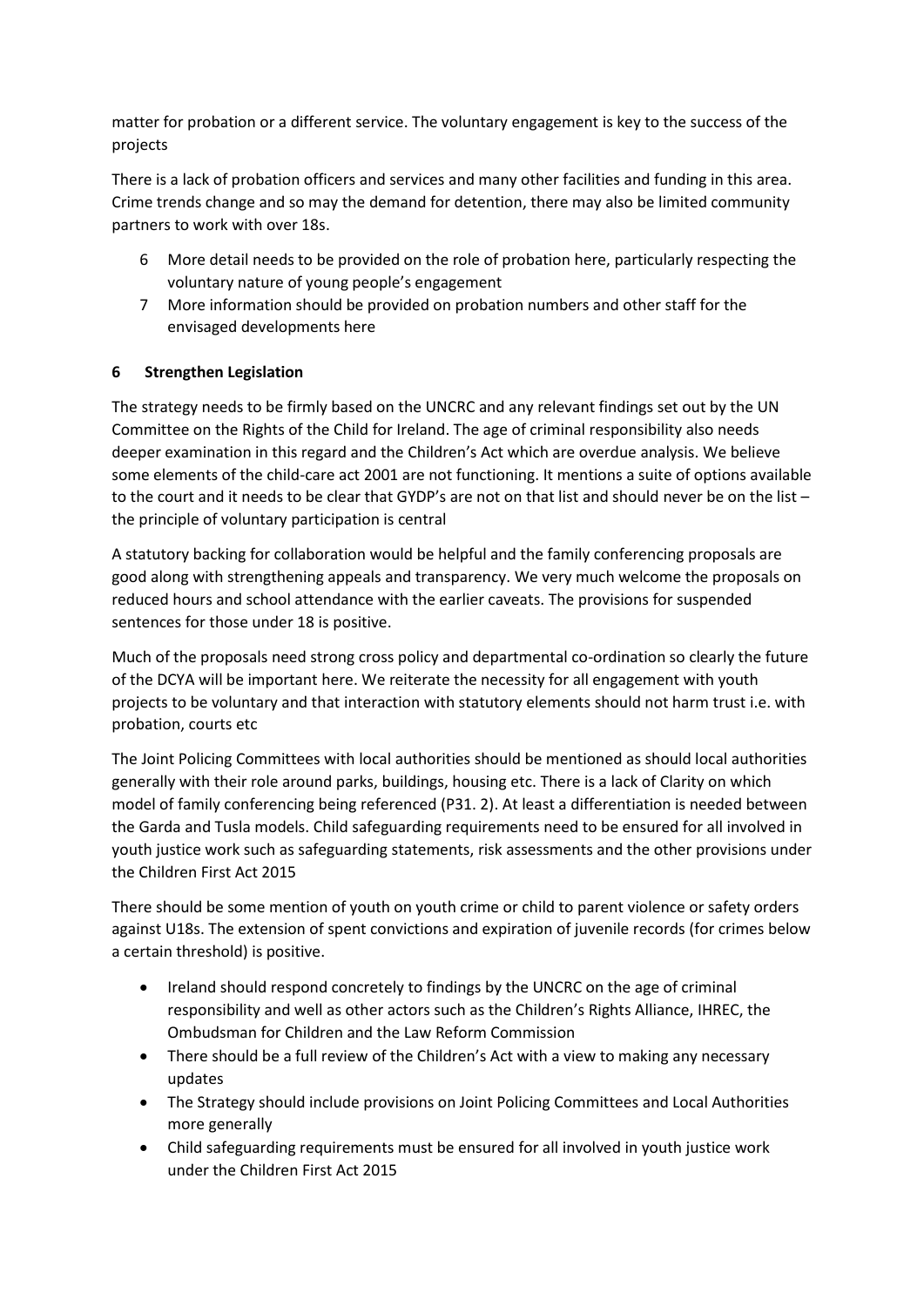matter for probation or a different service. The voluntary engagement is key to the success of the projects

There is a lack of probation officers and services and many other facilities and funding in this area. Crime trends change and so may the demand for detention, there may also be limited community partners to work with over 18s.

6. More detail needs to be provided on the role of probation here, particularly respecting the voluntary nature of young people's engagement
7. More information should be provided on probation numbers and other staff for the envisaged developments here

## 6 Strengthen Legislation

The strategy needs to be firmly based on the UNCRC and any relevant findings set out by the UN Committee on the Rights of the Child for Ireland. The age of criminal responsibility also needs deeper examination in this regard and the Children's Act which are overdue analysis. We believe some elements of the child-care act 2001 are not functioning. It mentions a suite of options available to the court and it needs to be clear that GYDP's are not on that list and should never be on the list – the principle of voluntary participation is central

A statutory backing for collaboration would be helpful and the family conferencing proposals are good along with strengthening appeals and transparency. We very much welcome the proposals on reduced hours and school attendance with the earlier caveats. The provisions for suspended sentences for those under 18 is positive.

Much of the proposals need strong cross policy and departmental co-ordination so clearly the future of the DCYA will be important here. We reiterate the necessity for all engagement with youth projects to be voluntary and that interaction with statutory elements should not harm trust i.e. with probation, courts etc

The Joint Policing Committees with local authorities should be mentioned as should local authorities generally with their role around parks, buildings, housing etc. There is a lack of Clarity on which model of family conferencing being referenced (P31. 2). At least a differentiation is needed between the Garda and Tusla models. Child safeguarding requirements need to be ensured for all involved in youth justice work such as safeguarding statements, risk assessments and the other provisions under the Children First Act 2015

There should be some mention of youth on youth crime or child to parent violence or safety orders against U18s. The extension of spent convictions and expiration of juvenile records (for crimes below a certain threshold) is positive.

- Ireland should respond concretely to findings by the UNCRC on the age of criminal responsibility and well as other actors such as the Children's Rights Alliance, IHREC, the Ombudsman for Children and the Law Reform Commission
- There should be a full review of the Children's Act with a view to making any necessary updates
- The Strategy should include provisions on Joint Policing Committees and Local Authorities more generally
- Child safeguarding requirements must be ensured for all involved in youth justice work under the Children First Act 2015